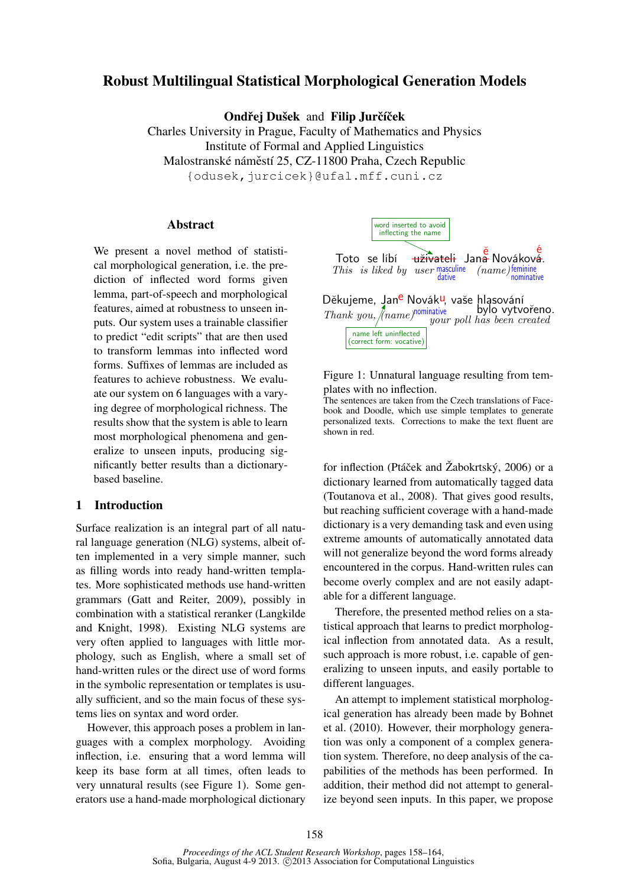# Robust Multilingual Statistical Morphological Generation Models

**Ondřej Dušek** and **Filip Jurčíček**
Charles University in Prague, Faculty of Mathematics and Physics
Institute of Formal and Applied Linguistics
Malostranské náměstí 25, CZ-11800 Praha, Czech Republic
{odusek,jurcicek}@ufal.mff.cuni.cz

## Abstract

We present a novel method of statistical morphological generation, i.e. the prediction of inflected word forms given lemma, part-of-speech and morphological features, aimed at robustness to unseen inputs. Our system uses a trainable classifier to predict "edit scripts" that are then used to transform lemmas into inflected word forms. Suffixes of lemmas are included as features to achieve robustness. We evaluate our system on 6 languages with a varying degree of morphological richness. The results show that the system is able to learn most morphological phenomena and generalize to unseen inputs, producing significantly better results than a dictionary-based baseline.

## 1 Introduction

Surface realization is an integral part of all natural language generation (NLG) systems, albeit often implemented in a very simple manner, such as filling words into ready hand-written templates. More sophisticated methods use hand-written grammars (Gatt and Reiter, 2009), possibly in combination with a statistical reranker (Langkilde and Knight, 1998). Existing NLG systems are very often applied to languages with little morphology, such as English, where a small set of hand-written rules or the direct use of word forms in the symbolic representation or templates is usually sufficient, and so the main focus of these systems lies on syntax and word order.

However, this approach poses a problem in languages with a complex morphology. Avoiding inflection, i.e. ensuring that a word lemma will keep its base form at all times, often leads to very unnatural results (see Figure 1). Some generators use a hand-made morphological dictionary

word inserted to avoid inflecting the name

Toto se líbí ~~uživateli~~ Jan~~a~~[ě] Novákov~~á~~[é].
*This is liked by user* masculine dative *(name)* feminine nominative

Děkujeme, Jan[e] Novák[u], vaše hlasování bylo vytvořeno.
*Thank you, (name)* nominative *your poll has been created*

name left uninflected (correct form: vocative)

Figure 1: Unnatural language resulting from templates with no inflection.
The sentences are taken from the Czech translations of Facebook and Doodle, which use simple templates to generate personalized texts. Corrections to make the text fluent are shown in red.

for inflection (Ptáček and Žabokrtský, 2006) or a dictionary learned from automatically tagged data (Toutanova et al., 2008). That gives good results, but reaching sufficient coverage with a hand-made dictionary is a very demanding task and even using extreme amounts of automatically annotated data will not generalize beyond the word forms already encountered in the corpus. Hand-written rules can become overly complex and are not easily adaptable for a different language.

Therefore, the presented method relies on a statistical approach that learns to predict morphological inflection from annotated data. As a result, such approach is more robust, i.e. capable of generalizing to unseen inputs, and easily portable to different languages.

An attempt to implement statistical morphological generation has already been made by Bohnet et al. (2010). However, their morphology generation was only a component of a complex generation system. Therefore, no deep analysis of the capabilities of the methods has been performed. In addition, their method did not attempt to generalize beyond seen inputs. In this paper, we propose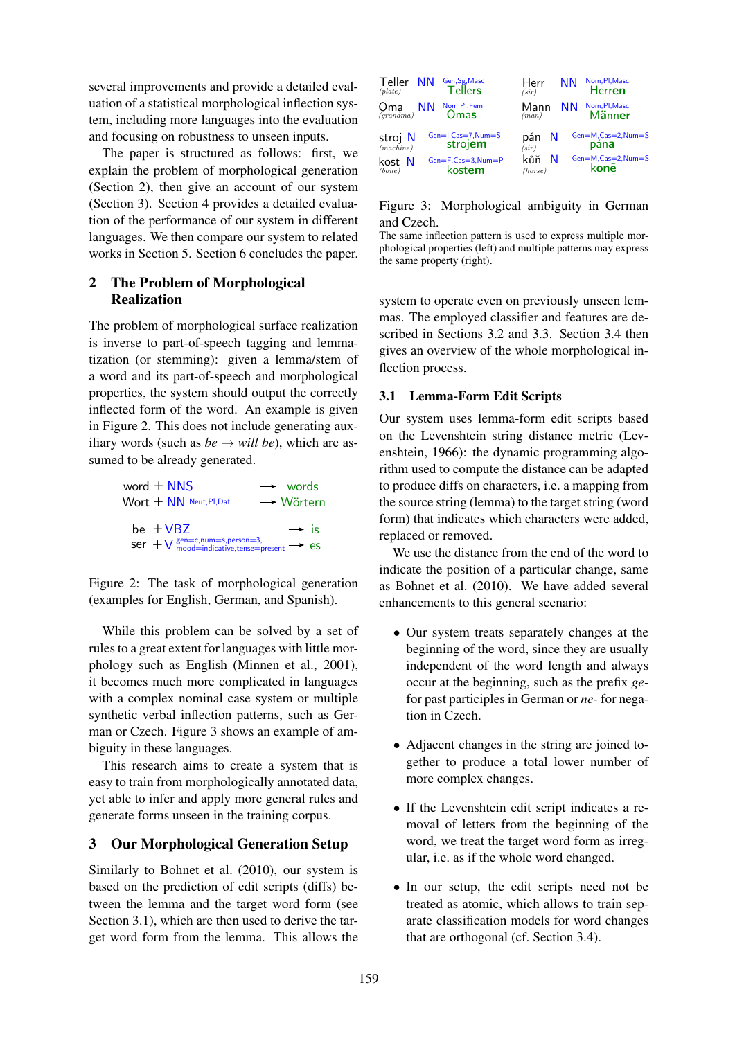several improvements and provide a detailed evaluation of a statistical morphological inflection system, including more languages into the evaluation and focusing on robustness to unseen inputs.

The paper is structured as follows: first, we explain the problem of morphological generation (Section 2), then give an account of our system (Section 3). Section 4 provides a detailed evaluation of the performance of our system in different languages. We then compare our system to related works in Section 5. Section 6 concludes the paper.

## 2 The Problem of Morphological Realization

The problem of morphological surface realization is inverse to part-of-speech tagging and lemmatization (or stemming): given a lemma/stem of a word and its part-of-speech and morphological properties, the system should output the correctly inflected form of the word. An example is given in Figure 2. This does not include generating auxiliary words (such as *be* → *will be*), which are assumed to be already generated.

word + NNS → words
Wort + NN $_{\text{Neut,Pl,Dat}}$ → Wörtern

be + VBZ → is
ser + V $_{\text{gen=c,num=s,person=3, mood=indicative,tense=present}}$ → es

Figure 2: The task of morphological generation (examples for English, German, and Spanish).

While this problem can be solved by a set of rules to a great extent for languages with little morphology such as English (Minnen et al., 2001), it becomes much more complicated in languages with a complex nominal case system or multiple synthetic verbal inflection patterns, such as German or Czech. Figure 3 shows an example of ambiguity in these languages.

This research aims to create a system that is easy to train from morphologically annotated data, yet able to infer and apply more general rules and generate forms unseen in the training corpus.

## 3 Our Morphological Generation Setup

Similarly to Bohnet et al. (2010), our system is based on the prediction of edit scripts (diffs) between the lemma and the target word form (see Section 3.1), which are then used to derive the target word form from the lemma. This allows the

Teller (*plate*) NN $_{\text{Gen,Sg,Masc}}$ → Tellers
Oma (*grandma*) NN $_{\text{Nom,Pl,Fem}}$ → Omas
Herr (*sir*) NN $_{\text{Nom,Pl,Masc}}$ → Herren
Mann (*man*) NN $_{\text{Nom,Pl,Masc}}$ → Männer

stroj (*machine*) N $_{\text{Gen=I,Cas=7,Num=S}}$ → strojem
kost (*bone*) N $_{\text{Gen=F,Cas=3,Num=P}}$ → kostem
pán (*sir*) N $_{\text{Gen=M,Cas=2,Num=S}}$ → pána
kůň (*horse*) N $_{\text{Gen=M,Cas=2,Num=S}}$ → koně

Figure 3: Morphological ambiguity in German and Czech.
The same inflection pattern is used to express multiple morphological properties (left) and multiple patterns may express the same property (right).

system to operate even on previously unseen lemmas. The employed classifier and features are described in Sections 3.2 and 3.3. Section 3.4 then gives an overview of the whole morphological inflection process.

### 3.1 Lemma-Form Edit Scripts

Our system uses lemma-form edit scripts based on the Levenshtein string distance metric (Levenshtein, 1966): the dynamic programming algorithm used to compute the distance can be adapted to produce diffs on characters, i.e. a mapping from the source string (lemma) to the target string (word form) that indicates which characters were added, replaced or removed.

We use the distance from the end of the word to indicate the position of a particular change, same as Bohnet et al. (2010). We have added several enhancements to this general scenario:

- Our system treats separately changes at the beginning of the word, since they are usually independent of the word length and always occur at the beginning, such as the prefix *ge-* for past participles in German or *ne-* for negation in Czech.
- Adjacent changes in the string are joined together to produce a total lower number of more complex changes.
- If the Levenshtein edit script indicates a removal of letters from the beginning of the word, we treat the target word form as irregular, i.e. as if the whole word changed.
- In our setup, the edit scripts need not be treated as atomic, which allows to train separate classification models for word changes that are orthogonal (cf. Section 3.4).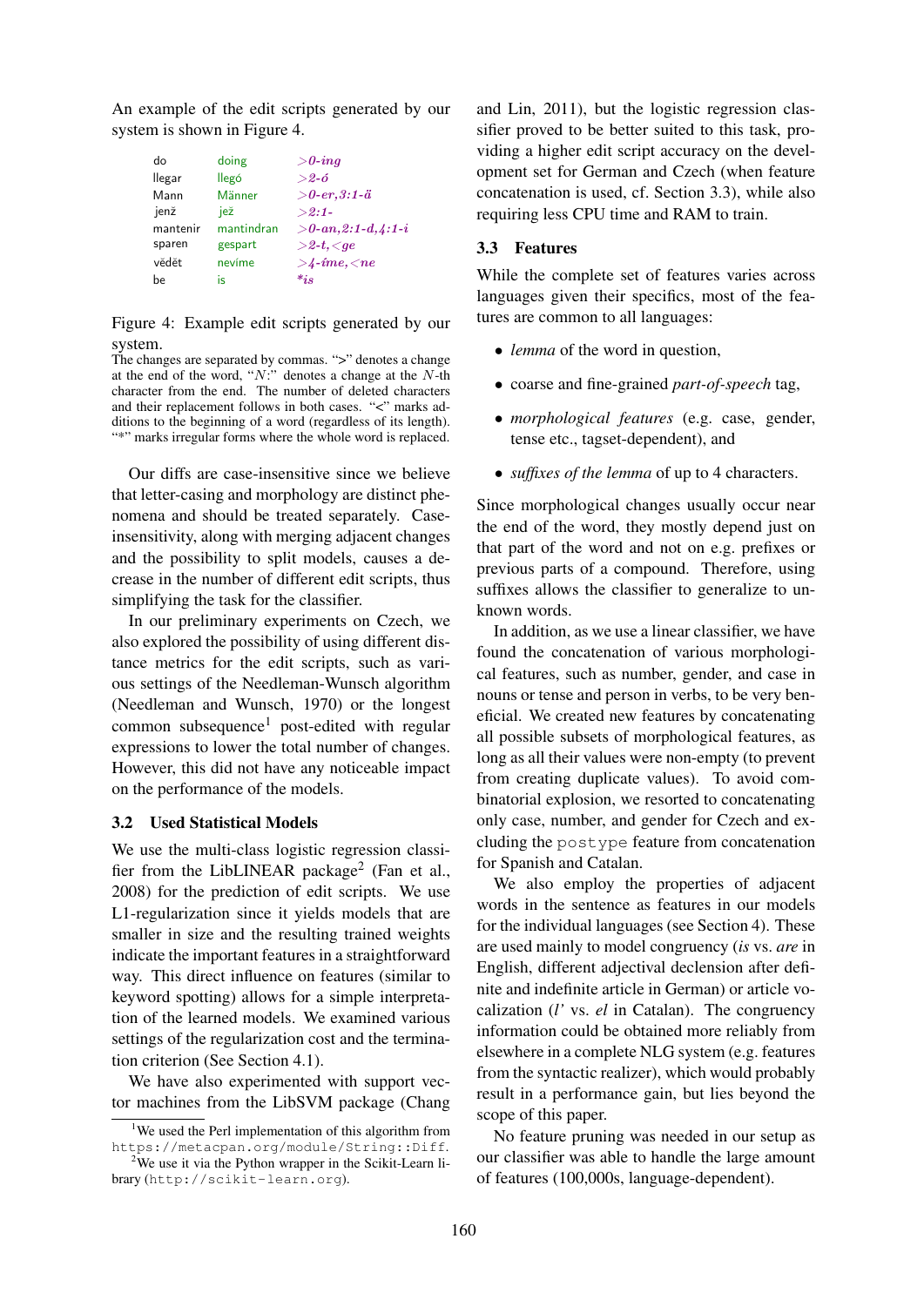An example of the edit scripts generated by our system is shown in Figure 4.

| | | |
|---|---|---|
| do | doing | *>0-ing* |
| llegar | llegó | *>2-ó* |
| Mann | Männer | *>0-er,3:1-ä* |
| jenž | jež | *>2:1-* |
| mantenir | mantindran | *>0-an,2:1-d,4:1-i* |
| sparen | gespart | *>2-t,<ge* |
| vědět | nevíme | *>4-íme,<ne* |
| be | is | *\*is* |

Figure 4: Example edit scripts generated by our system.
The changes are separated by commas. ">" denotes a change at the end of the word, "$N$:" denotes a change at the $N$-th character from the end. The number of deleted characters and their replacement follows in both cases. "<" marks additions to the beginning of a word (regardless of its length). "*" marks irregular forms where the whole word is replaced.

Our diffs are case-insensitive since we believe that letter-casing and morphology are distinct phenomena and should be treated separately. Case-insensitivity, along with merging adjacent changes and the possibility to split models, causes a decrease in the number of different edit scripts, thus simplifying the task for the classifier.

In our preliminary experiments on Czech, we also explored the possibility of using different distance metrics for the edit scripts, such as various settings of the Needleman-Wunsch algorithm (Needleman and Wunsch, 1970) or the longest common subsequence[1] post-edited with regular expressions to lower the total number of changes. However, this did not have any noticeable impact on the performance of the models.

## 3.2 Used Statistical Models

We use the multi-class logistic regression classifier from the LibLINEAR package[2] (Fan et al., 2008) for the prediction of edit scripts. We use L1-regularization since it yields models that are smaller in size and the resulting trained weights indicate the important features in a straightforward way. This direct influence on features (similar to keyword spotting) allows for a simple interpretation of the learned models. We examined various settings of the regularization cost and the termination criterion (See Section 4.1).

We have also experimented with support vector machines from the LibSVM package (Chang and Lin, 2011), but the logistic regression classifier proved to be better suited to this task, providing a higher edit script accuracy on the development set for German and Czech (when feature concatenation is used, cf. Section 3.3), while also requiring less CPU time and RAM to train.

## 3.3 Features

While the complete set of features varies across languages given their specifics, most of the features are common to all languages:

- *lemma* of the word in question,
- coarse and fine-grained *part-of-speech* tag,
- *morphological features* (e.g. case, gender, tense etc., tagset-dependent), and
- *suffixes of the lemma* of up to 4 characters.

Since morphological changes usually occur near the end of the word, they mostly depend just on that part of the word and not on e.g. prefixes or previous parts of a compound. Therefore, using suffixes allows the classifier to generalize to unknown words.

In addition, as we use a linear classifier, we have found the concatenation of various morphological features, such as number, gender, and case in nouns or tense and person in verbs, to be very beneficial. We created new features by concatenating all possible subsets of morphological features, as long as all their values were non-empty (to prevent from creating duplicate values). To avoid combinatorial explosion, we resorted to concatenating only case, number, and gender for Czech and excluding the `postype` feature from concatenation for Spanish and Catalan.

We also employ the properties of adjacent words in the sentence as features in our models for the individual languages (see Section 4). These are used mainly to model congruency (*is* vs. *are* in English, different adjectival declension after definite and indefinite article in German) or article vocalization (*l'* vs. *el* in Catalan). The congruency information could be obtained more reliably from elsewhere in a complete NLG system (e.g. features from the syntactic realizer), which would probably result in a performance gain, but lies beyond the scope of this paper.

No feature pruning was needed in our setup as our classifier was able to handle the large amount of features (100,000s, language-dependent).

[1] We used the Perl implementation of this algorithm from `https://metacpan.org/module/String::Diff`.

[2] We use it via the Python wrapper in the Scikit-Learn library (`http://scikit-learn.org`).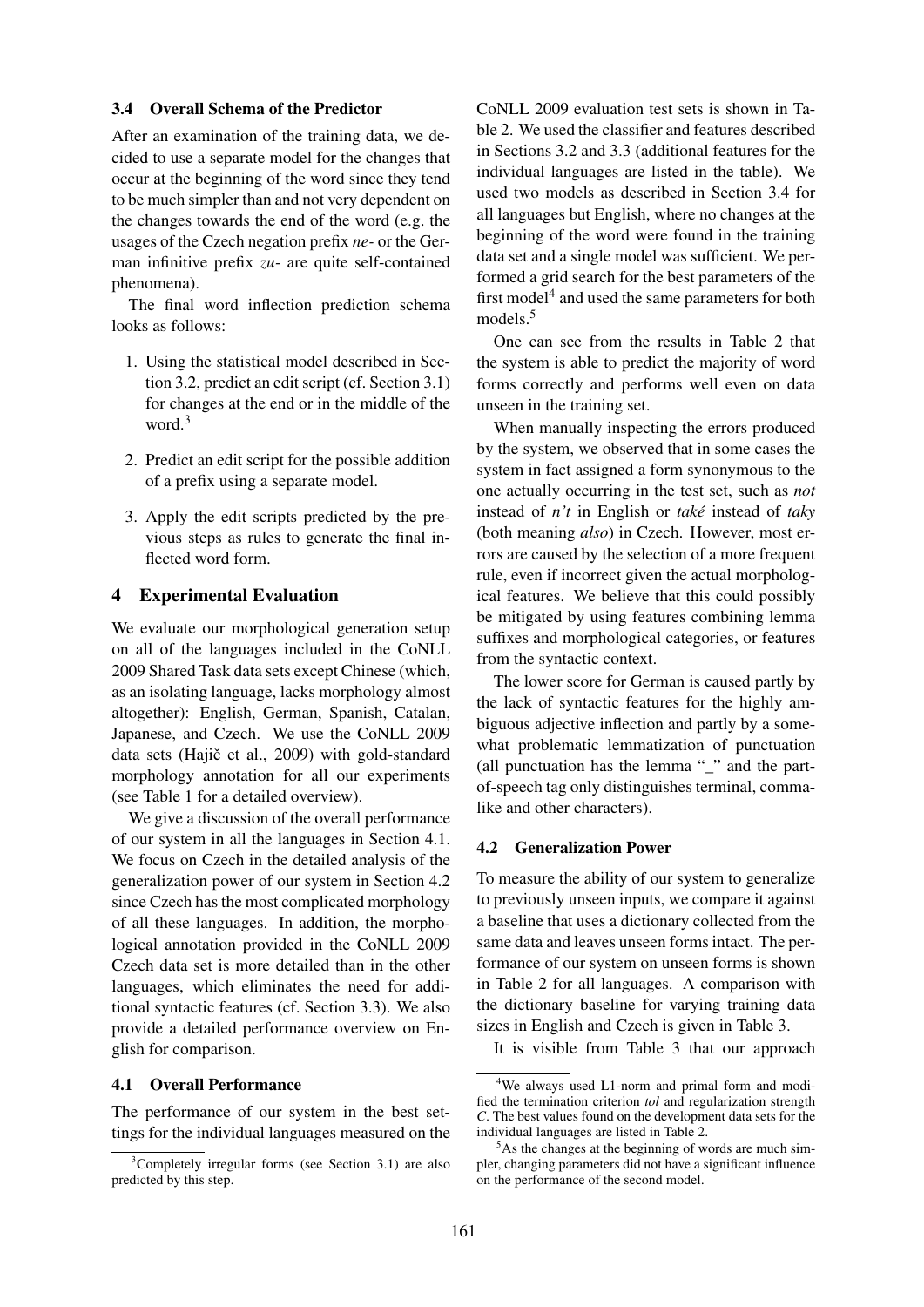### 3.4 Overall Schema of the Predictor

After an examination of the training data, we decided to use a separate model for the changes that occur at the beginning of the word since they tend to be much simpler than and not very dependent on the changes towards the end of the word (e.g. the usages of the Czech negation prefix *ne-* or the German infinitive prefix *zu-* are quite self-contained phenomena).

The final word inflection prediction schema looks as follows:

1. Using the statistical model described in Section 3.2, predict an edit script (cf. Section 3.1) for changes at the end or in the middle of the word.[3]
2. Predict an edit script for the possible addition of a prefix using a separate model.
3. Apply the edit scripts predicted by the previous steps as rules to generate the final inflected word form.

## 4 Experimental Evaluation

We evaluate our morphological generation setup on all of the languages included in the CoNLL 2009 Shared Task data sets except Chinese (which, as an isolating language, lacks morphology almost altogether): English, German, Spanish, Catalan, Japanese, and Czech. We use the CoNLL 2009 data sets (Hajič et al., 2009) with gold-standard morphology annotation for all our experiments (see Table 1 for a detailed overview).

We give a discussion of the overall performance of our system in all the languages in Section 4.1. We focus on Czech in the detailed analysis of the generalization power of our system in Section 4.2 since Czech has the most complicated morphology of all these languages. In addition, the morphological annotation provided in the CoNLL 2009 Czech data set is more detailed than in the other languages, which eliminates the need for additional syntactic features (cf. Section 3.3). We also provide a detailed performance overview on English for comparison.

### 4.1 Overall Performance

The performance of our system in the best settings for the individual languages measured on the CoNLL 2009 evaluation test sets is shown in Table 2. We used the classifier and features described in Sections 3.2 and 3.3 (additional features for the individual languages are listed in the table). We used two models as described in Section 3.4 for all languages but English, where no changes at the beginning of the word were found in the training data set and a single model was sufficient. We performed a grid search for the best parameters of the first model[4] and used the same parameters for both models.[5]

One can see from the results in Table 2 that the system is able to predict the majority of word forms correctly and performs well even on data unseen in the training set.

When manually inspecting the errors produced by the system, we observed that in some cases the system in fact assigned a form synonymous to the one actually occurring in the test set, such as *not* instead of *n't* in English or *také* instead of *taky* (both meaning *also*) in Czech. However, most errors are caused by the selection of a more frequent rule, even if incorrect given the actual morphological features. We believe that this could possibly be mitigated by using features combining lemma suffixes and morphological categories, or features from the syntactic context.

The lower score for German is caused partly by the lack of syntactic features for the highly ambiguous adjective inflection and partly by a somewhat problematic lemmatization of punctuation (all punctuation has the lemma "_" and the part-of-speech tag only distinguishes terminal, comma-like and other characters).

### 4.2 Generalization Power

To measure the ability of our system to generalize to previously unseen inputs, we compare it against a baseline that uses a dictionary collected from the same data and leaves unseen forms intact. The performance of our system on unseen forms is shown in Table 2 for all languages. A comparison with the dictionary baseline for varying training data sizes in English and Czech is given in Table 3.

It is visible from Table 3 that our approach

[3] Completely irregular forms (see Section 3.1) are also predicted by this step.

[4] We always used L1-norm and primal form and modified the termination criterion *tol* and regularization strength *C*. The best values found on the development data sets for the individual languages are listed in Table 2.

[5] As the changes at the beginning of words are much simpler, changing parameters did not have a significant influence on the performance of the second model.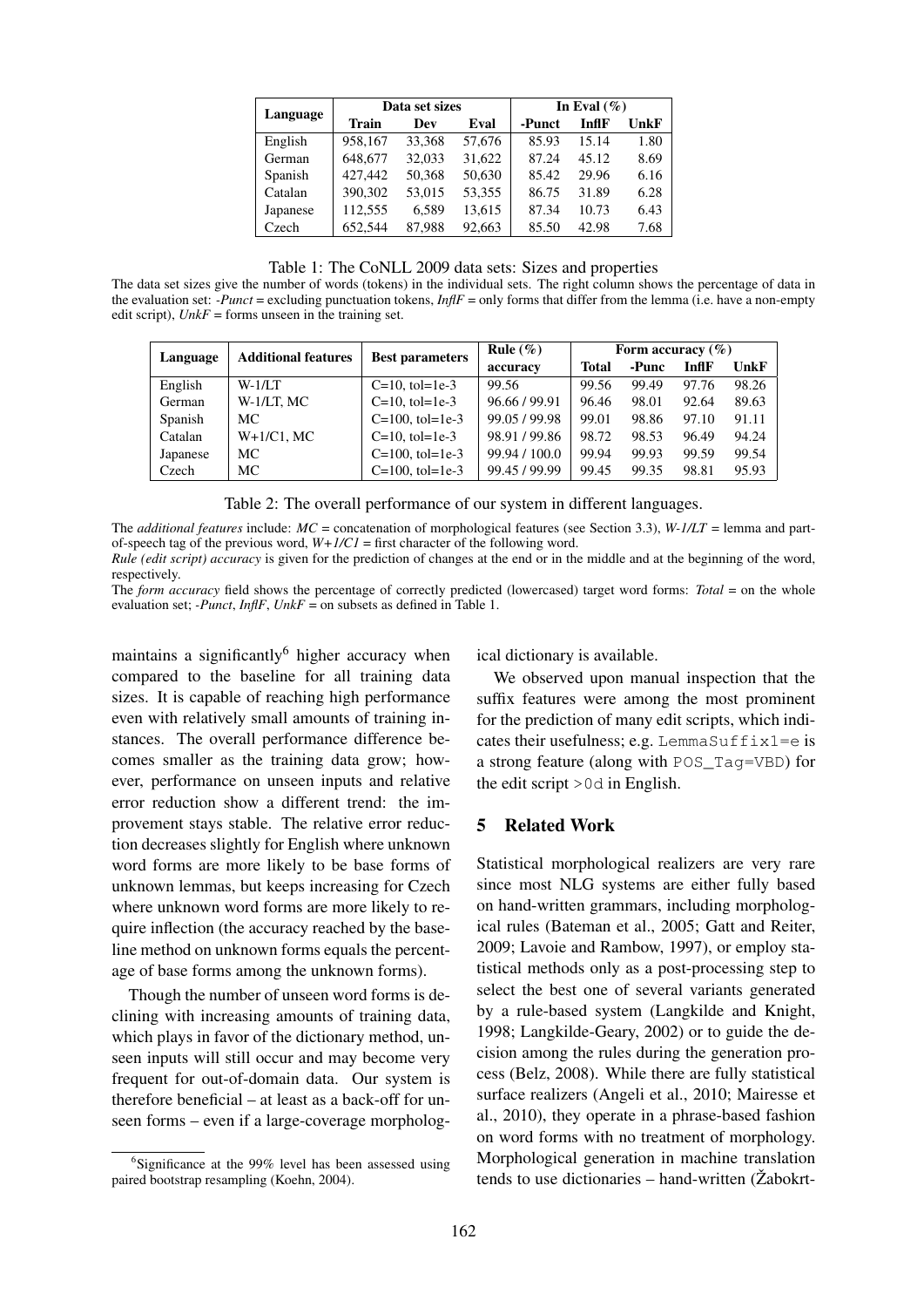| Language | Data set sizes | | | In Eval (%) | | |
|---|---|---|---|---|---|---|
| | Train | Dev | Eval | -Punct | InflF | UnkF |
| English | 958,167 | 33,368 | 57,676 | 85.93 | 15.14 | 1.80 |
| German | 648,677 | 32,033 | 31,622 | 87.24 | 45.12 | 8.69 |
| Spanish | 427,442 | 50,368 | 50,630 | 85.42 | 29.96 | 6.16 |
| Catalan | 390,302 | 53,015 | 53,355 | 86.75 | 31.89 | 6.28 |
| Japanese | 112,555 | 6,589 | 13,615 | 87.34 | 10.73 | 6.43 |
| Czech | 652,544 | 87,988 | 92,663 | 85.50 | 42.98 | 7.68 |

Table 1: The CoNLL 2009 data sets: Sizes and properties

The data set sizes give the number of words (tokens) in the individual sets. The right column shows the percentage of data in the evaluation set: *-Punct* = excluding punctuation tokens, *InflF* = only forms that differ from the lemma (i.e. have a non-empty edit script), *UnkF* = forms unseen in the training set.

| Language | Additional features | Best parameters | Rule (%) | Form accuracy (%) | | | |
|---|---|---|---|---|---|---|---|
| | | | accuracy | Total | -Punc | InflF | UnkF |
| English | W-1/LT | C=10, tol=1e-3 | 99.56 | 99.56 | 99.49 | 97.76 | 98.26 |
| German | W-1/LT, MC | C=10, tol=1e-3 | 96.66 / 99.91 | 96.46 | 98.01 | 92.64 | 89.63 |
| Spanish | MC | C=100, tol=1e-3 | 99.05 / 99.98 | 99.01 | 98.86 | 97.10 | 91.11 |
| Catalan | W+1/C1, MC | C=10, tol=1e-3 | 98.91 / 99.86 | 98.72 | 98.53 | 96.49 | 94.24 |
| Japanese | MC | C=100, tol=1e-3 | 99.94 / 100.0 | 99.94 | 99.93 | 99.59 | 99.54 |
| Czech | MC | C=100, tol=1e-3 | 99.45 / 99.99 | 99.45 | 99.35 | 98.81 | 95.93 |

Table 2: The overall performance of our system in different languages.

The *additional features* include: *MC* = concatenation of morphological features (see Section 3.3), *W-1/LT* = lemma and part-of-speech tag of the previous word, *W+1/C1* = first character of the following word.

*Rule (edit script) accuracy* is given for the prediction of changes at the end or in the middle and at the beginning of the word, respectively.

The *form accuracy* field shows the percentage of correctly predicted (lowercased) target word forms: *Total* = on the whole evaluation set; *-Punct*, *InflF*, *UnkF* = on subsets as defined in Table 1.

maintains a significantly[6] higher accuracy when compared to the baseline for all training data sizes. It is capable of reaching high performance even with relatively small amounts of training instances. The overall performance difference becomes smaller as the training data grow; however, performance on unseen inputs and relative error reduction show a different trend: the improvement stays stable. The relative error reduction decreases slightly for English where unknown word forms are more likely to be base forms of unknown lemmas, but keeps increasing for Czech where unknown word forms are more likely to require inflection (the accuracy reached by the baseline method on unknown forms equals the percentage of base forms among the unknown forms).

Though the number of unseen word forms is declining with increasing amounts of training data, which plays in favor of the dictionary method, unseen inputs will still occur and may become very frequent for out-of-domain data. Our system is therefore beneficial – at least as a back-off for unseen forms – even if a large-coverage morphological dictionary is available.

We observed upon manual inspection that the suffix features were among the most prominent for the prediction of many edit scripts, which indicates their usefulness; e.g. `LemmaSuffix1=e` is a strong feature (along with `POS_Tag=VBD`) for the edit script `>0d` in English.

## 5 Related Work

Statistical morphological realizers are very rare since most NLG systems are either fully based on hand-written grammars, including morphological rules (Bateman et al., 2005; Gatt and Reiter, 2009; Lavoie and Rambow, 1997), or employ statistical methods only as a post-processing step to select the best one of several variants generated by a rule-based system (Langkilde and Knight, 1998; Langkilde-Geary, 2002) or to guide the decision among the rules during the generation process (Belz, 2008). While there are fully statistical surface realizers (Angeli et al., 2010; Mairesse et al., 2010), they operate in a phrase-based fashion on word forms with no treatment of morphology. Morphological generation in machine translation tends to use dictionaries – hand-written (Žabokrt-

[6] Significance at the 99% level has been assessed using paired bootstrap resampling (Koehn, 2004).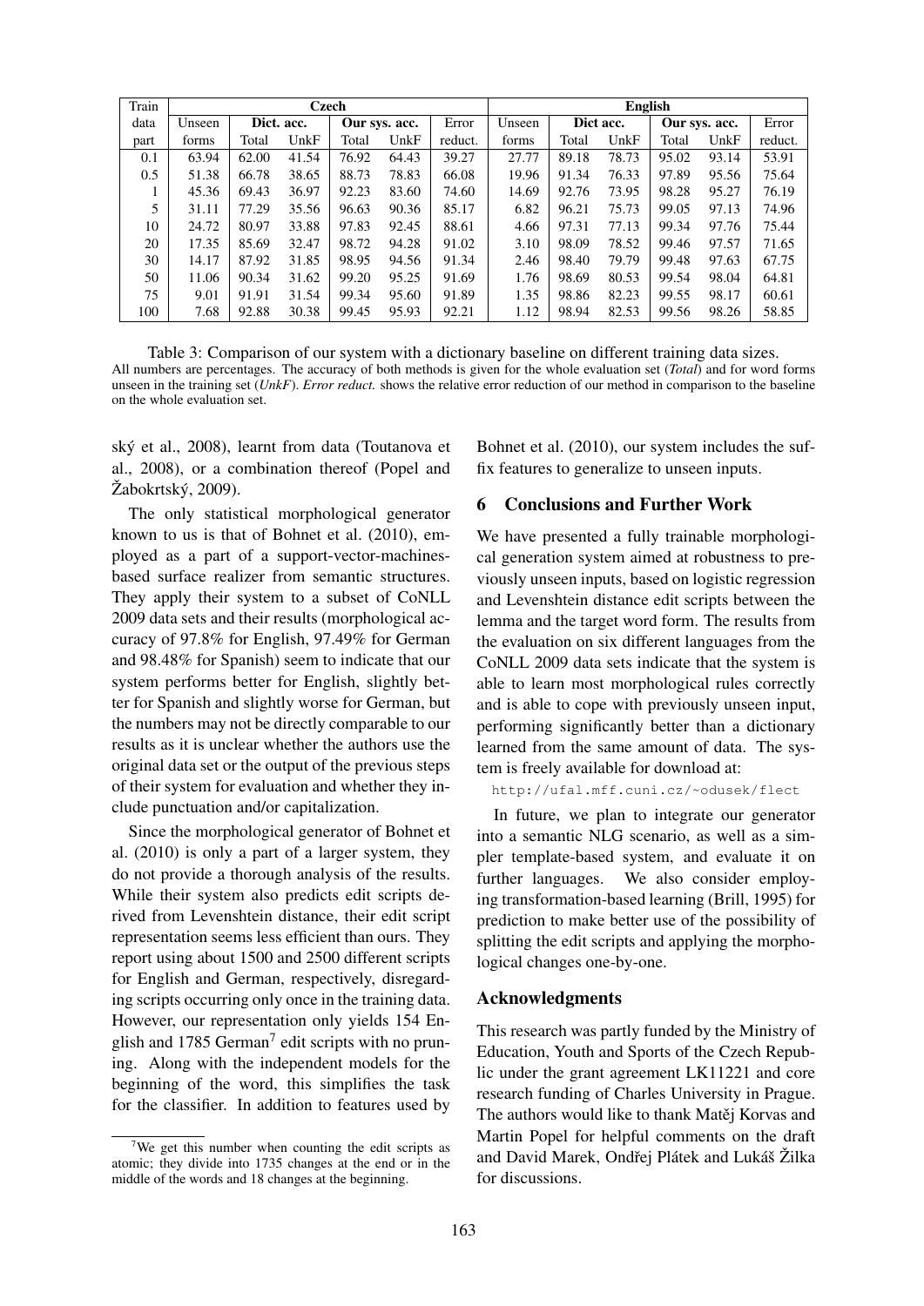| Train | Czech | | | | | | English | | | | | |
|---|---|---|---|---|---|---|---|---|---|---|---|---|
| data | Unseen | Dict. acc. | | Our sys. acc. | | Error | Unseen | Dict acc. | | Our sys. acc. | | Error |
| part | forms | Total | UnkF | Total | UnkF | reduct. | forms | Total | UnkF | Total | UnkF | reduct. |
| 0.1 | 63.94 | 62.00 | 41.54 | 76.92 | 64.43 | 39.27 | 27.77 | 89.18 | 78.73 | 95.02 | 93.14 | 53.91 |
| 0.5 | 51.38 | 66.78 | 38.65 | 88.73 | 78.83 | 66.08 | 19.96 | 91.34 | 76.33 | 97.89 | 95.56 | 75.64 |
| 1 | 45.36 | 69.43 | 36.97 | 92.23 | 83.60 | 74.60 | 14.69 | 92.76 | 73.95 | 98.28 | 95.27 | 76.19 |
| 5 | 31.11 | 77.29 | 35.56 | 96.63 | 90.36 | 85.17 | 6.82 | 96.21 | 75.73 | 99.05 | 97.13 | 74.96 |
| 10 | 24.72 | 80.97 | 33.88 | 97.83 | 92.45 | 88.61 | 4.66 | 97.31 | 77.13 | 99.34 | 97.76 | 75.44 |
| 20 | 17.35 | 85.69 | 32.47 | 98.72 | 94.28 | 91.02 | 3.10 | 98.09 | 78.52 | 99.46 | 97.57 | 71.65 |
| 30 | 14.17 | 87.92 | 31.85 | 98.95 | 94.56 | 91.34 | 2.46 | 98.40 | 79.79 | 99.48 | 97.63 | 67.75 |
| 50 | 11.06 | 90.34 | 31.62 | 99.20 | 95.25 | 91.69 | 1.76 | 98.69 | 80.53 | 99.54 | 98.04 | 64.81 |
| 75 | 9.01 | 91.91 | 31.54 | 99.34 | 95.60 | 91.89 | 1.35 | 98.86 | 82.23 | 99.55 | 98.17 | 60.61 |
| 100 | 7.68 | 92.88 | 30.38 | 99.45 | 95.93 | 92.21 | 1.12 | 98.94 | 82.53 | 99.56 | 98.26 | 58.85 |

Table 3: Comparison of our system with a dictionary baseline on different training data sizes.
All numbers are percentages. The accuracy of both methods is given for the whole evaluation set (*Total*) and for word forms unseen in the training set (*UnkF*). *Error reduct.* shows the relative error reduction of our method in comparison to the baseline on the whole evaluation set.

ský et al., 2008), learnt from data (Toutanova et al., 2008), or a combination thereof (Popel and Žabokrtský, 2009).

The only statistical morphological generator known to us is that of Bohnet et al. (2010), employed as a part of a support-vector-machines-based surface realizer from semantic structures. They apply their system to a subset of CoNLL 2009 data sets and their results (morphological accuracy of 97.8% for English, 97.49% for German and 98.48% for Spanish) seem to indicate that our system performs better for English, slightly better for Spanish and slightly worse for German, but the numbers may not be directly comparable to our results as it is unclear whether the authors use the original data set or the output of the previous steps of their system for evaluation and whether they include punctuation and/or capitalization.

Since the morphological generator of Bohnet et al. (2010) is only a part of a larger system, they do not provide a thorough analysis of the results. While their system also predicts edit scripts derived from Levenshtein distance, their edit script representation seems less efficient than ours. They report using about 1500 and 2500 different scripts for English and German, respectively, disregarding scripts occurring only once in the training data. However, our representation only yields 154 English and 1785 German[7] edit scripts with no pruning. Along with the independent models for the beginning of the word, this simplifies the task for the classifier. In addition to features used by Bohnet et al. (2010), our system includes the suffix features to generalize to unseen inputs.

[7] We get this number when counting the edit scripts as atomic; they divide into 1735 changes at the end or in the middle of the words and 18 changes at the beginning.

## 6 Conclusions and Further Work

We have presented a fully trainable morphological generation system aimed at robustness to previously unseen inputs, based on logistic regression and Levenshtein distance edit scripts between the lemma and the target word form. The results from the evaluation on six different languages from the CoNLL 2009 data sets indicate that the system is able to learn most morphological rules correctly and is able to cope with previously unseen input, performing significantly better than a dictionary learned from the same amount of data. The system is freely available for download at:

http://ufal.mff.cuni.cz/~odusek/flect

In future, we plan to integrate our generator into a semantic NLG scenario, as well as a simpler template-based system, and evaluate it on further languages. We also consider employing transformation-based learning (Brill, 1995) for prediction to make better use of the possibility of splitting the edit scripts and applying the morphological changes one-by-one.

### Acknowledgments

This research was partly funded by the Ministry of Education, Youth and Sports of the Czech Republic under the grant agreement LK11221 and core research funding of Charles University in Prague. The authors would like to thank Matěj Korvas and Martin Popel for helpful comments on the draft and David Marek, Ondřej Plátek and Lukáš Žilka for discussions.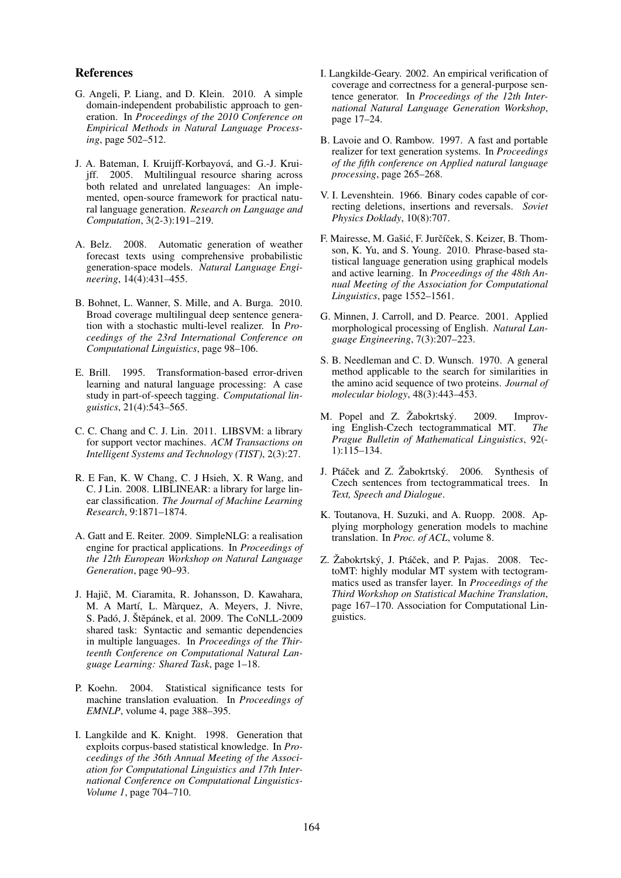## References

G. Angeli, P. Liang, and D. Klein. 2010. A simple domain-independent probabilistic approach to generation. In *Proceedings of the 2010 Conference on Empirical Methods in Natural Language Processing*, page 502–512.

J. A. Bateman, I. Kruijff-Korbayová, and G.-J. Kruijff. 2005. Multilingual resource sharing across both related and unrelated languages: An implemented, open-source framework for practical natural language generation. *Research on Language and Computation*, 3(2-3):191–219.

A. Belz. 2008. Automatic generation of weather forecast texts using comprehensive probabilistic generation-space models. *Natural Language Engineering*, 14(4):431–455.

B. Bohnet, L. Wanner, S. Mille, and A. Burga. 2010. Broad coverage multilingual deep sentence generation with a stochastic multi-level realizer. In *Proceedings of the 23rd International Conference on Computational Linguistics*, page 98–106.

E. Brill. 1995. Transformation-based error-driven learning and natural language processing: A case study in part-of-speech tagging. *Computational linguistics*, 21(4):543–565.

C. C. Chang and C. J. Lin. 2011. LIBSVM: a library for support vector machines. *ACM Transactions on Intelligent Systems and Technology (TIST)*, 2(3):27.

R. E Fan, K. W Chang, C. J Hsieh, X. R Wang, and C. J Lin. 2008. LIBLINEAR: a library for large linear classification. *The Journal of Machine Learning Research*, 9:1871–1874.

A. Gatt and E. Reiter. 2009. SimpleNLG: a realisation engine for practical applications. In *Proceedings of the 12th European Workshop on Natural Language Generation*, page 90–93.

J. Hajič, M. Ciaramita, R. Johansson, D. Kawahara, M. A Martí, L. Màrquez, A. Meyers, J. Nivre, S. Padó, J. Štěpánek, et al. 2009. The CoNLL-2009 shared task: Syntactic and semantic dependencies in multiple languages. In *Proceedings of the Thirteenth Conference on Computational Natural Language Learning: Shared Task*, page 1–18.

P. Koehn. 2004. Statistical significance tests for machine translation evaluation. In *Proceedings of EMNLP*, volume 4, page 388–395.

I. Langkilde and K. Knight. 1998. Generation that exploits corpus-based statistical knowledge. In *Proceedings of the 36th Annual Meeting of the Association for Computational Linguistics and 17th International Conference on Computational Linguistics-Volume 1*, page 704–710.

I. Langkilde-Geary. 2002. An empirical verification of coverage and correctness for a general-purpose sentence generator. In *Proceedings of the 12th International Natural Language Generation Workshop*, page 17–24.

B. Lavoie and O. Rambow. 1997. A fast and portable realizer for text generation systems. In *Proceedings of the fifth conference on Applied natural language processing*, page 265–268.

V. I. Levenshtein. 1966. Binary codes capable of correcting deletions, insertions and reversals. *Soviet Physics Doklady*, 10(8):707.

F. Mairesse, M. Gašić, F. Jurčíček, S. Keizer, B. Thomson, K. Yu, and S. Young. 2010. Phrase-based statistical language generation using graphical models and active learning. In *Proceedings of the 48th Annual Meeting of the Association for Computational Linguistics*, page 1552–1561.

G. Minnen, J. Carroll, and D. Pearce. 2001. Applied morphological processing of English. *Natural Language Engineering*, 7(3):207–223.

S. B. Needleman and C. D. Wunsch. 1970. A general method applicable to the search for similarities in the amino acid sequence of two proteins. *Journal of molecular biology*, 48(3):443–453.

M. Popel and Z. Žabokrtský. 2009. Improving English-Czech tectogrammatical MT. *The Prague Bulletin of Mathematical Linguistics*, 92(-1):115–134.

J. Ptáček and Z. Žabokrtský. 2006. Synthesis of Czech sentences from tectogrammatical trees. In *Text, Speech and Dialogue*.

K. Toutanova, H. Suzuki, and A. Ruopp. 2008. Applying morphology generation models to machine translation. In *Proc. of ACL*, volume 8.

Z. Žabokrtský, J. Ptáček, and P. Pajas. 2008. TectoMT: highly modular MT system with tectogrammatics used as transfer layer. In *Proceedings of the Third Workshop on Statistical Machine Translation*, page 167–170. Association for Computational Linguistics.